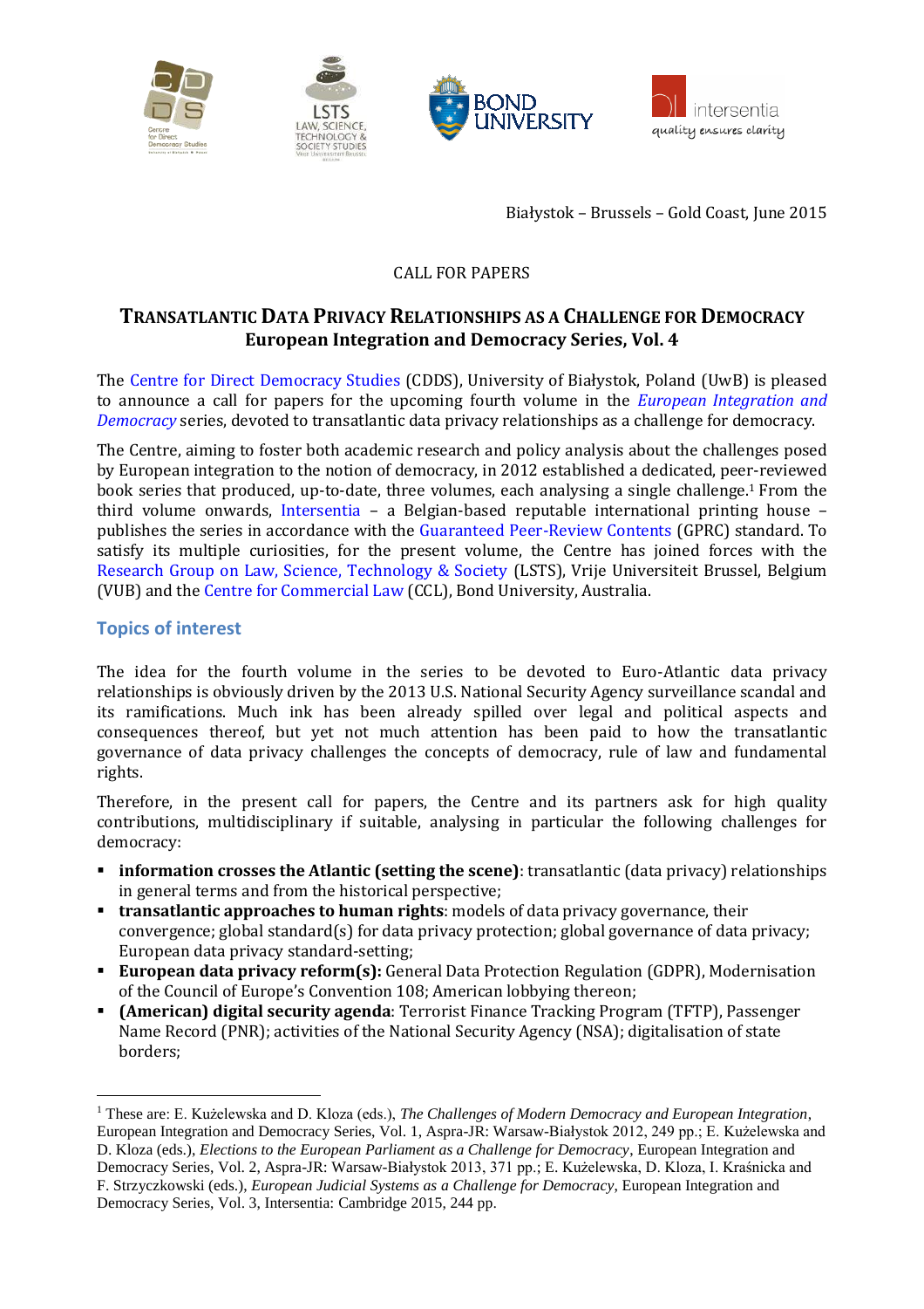Białystok – Brussels – Gold Coast, June 2015

CALL FOR PAPERS

## TRANSATLANTIC DATA PRIVACY RELATIONSHIPS AS A CHALLENGE FOR DEMOCRACY
## European Integration and Democracy Series, Vol. 4

The Centre for Direct Democracy Studies (CDDS), University of Białystok, Poland (UwB) is pleased to announce a call for papers for the upcoming fourth volume in the *European Integration and Democracy* series, devoted to transatlantic data privacy relationships as a challenge for democracy.

The Centre, aiming to foster both academic research and policy analysis about the challenges posed by European integration to the notion of democracy, in 2012 established a dedicated, peer-reviewed book series that produced, up-to-date, three volumes, each analysing a single challenge.[1] From the third volume onwards, Intersentia – a Belgian-based reputable international printing house – publishes the series in accordance with the Guaranteed Peer-Review Contents (GPRC) standard. To satisfy its multiple curiosities, for the present volume, the Centre has joined forces with the Research Group on Law, Science, Technology & Society (LSTS), Vrije Universiteit Brussel, Belgium (VUB) and the Centre for Commercial Law (CCL), Bond University, Australia.

### Topics of interest

The idea for the fourth volume in the series to be devoted to Euro-Atlantic data privacy relationships is obviously driven by the 2013 U.S. National Security Agency surveillance scandal and its ramifications. Much ink has been already spilled over legal and political aspects and consequences thereof, but yet not much attention has been paid to how the transatlantic governance of data privacy challenges the concepts of democracy, rule of law and fundamental rights.

Therefore, in the present call for papers, the Centre and its partners ask for high quality contributions, multidisciplinary if suitable, analysing in particular the following challenges for democracy:

- **information crosses the Atlantic (setting the scene)**: transatlantic (data privacy) relationships in general terms and from the historical perspective;
- **transatlantic approaches to human rights**: models of data privacy governance, their convergence; global standard(s) for data privacy protection; global governance of data privacy; European data privacy standard-setting;
- **European data privacy reform(s):** General Data Protection Regulation (GDPR), Modernisation of the Council of Europe's Convention 108; American lobbying thereon;
- **(American) digital security agenda**: Terrorist Finance Tracking Program (TFTP), Passenger Name Record (PNR); activities of the National Security Agency (NSA); digitalisation of state borders;

---

[1] These are: E. Kużelewska and D. Kloza (eds.), *The Challenges of Modern Democracy and European Integration*, European Integration and Democracy Series, Vol. 1, Aspra-JR: Warsaw-Białystok 2012, 249 pp.; E. Kużelewska and D. Kloza (eds.), *Elections to the European Parliament as a Challenge for Democracy*, European Integration and Democracy Series, Vol. 2, Aspra-JR: Warsaw-Białystok 2013, 371 pp.; E. Kużelewska, D. Kloza, I. Kraśnicka and F. Strzyczkowski (eds.), *European Judicial Systems as a Challenge for Democracy*, European Integration and Democracy Series, Vol. 3, Intersentia: Cambridge 2015, 244 pp.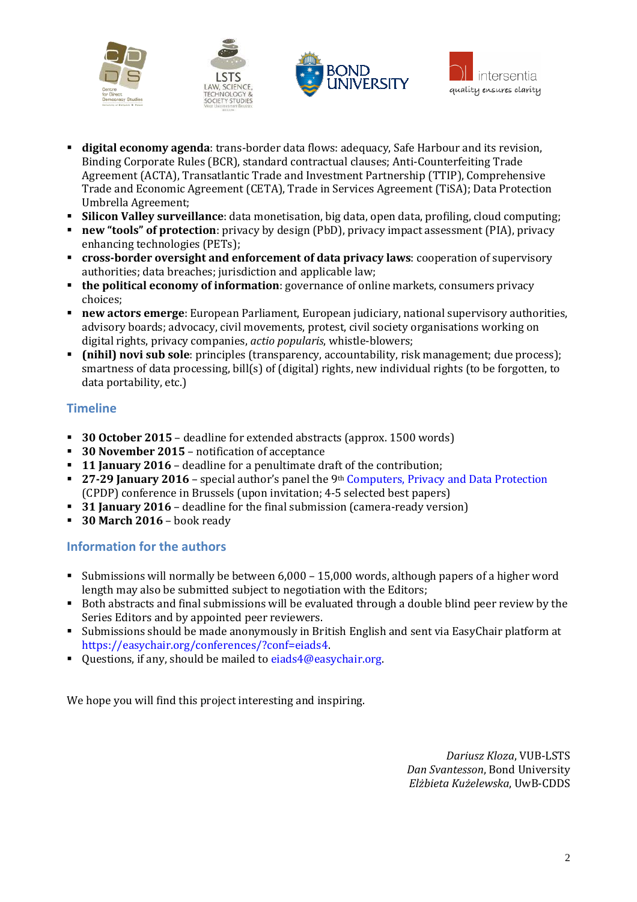- **digital economy agenda**: trans-border data flows: adequacy, Safe Harbour and its revision, Binding Corporate Rules (BCR), standard contractual clauses; Anti-Counterfeiting Trade Agreement (ACTA), Transatlantic Trade and Investment Partnership (TTIP), Comprehensive Trade and Economic Agreement (CETA), Trade in Services Agreement (TiSA); Data Protection Umbrella Agreement;
- **Silicon Valley surveillance**: data monetisation, big data, open data, profiling, cloud computing;
- **new "tools" of protection**: privacy by design (PbD), privacy impact assessment (PIA), privacy enhancing technologies (PETs);
- **cross-border oversight and enforcement of data privacy laws**: cooperation of supervisory authorities; data breaches; jurisdiction and applicable law;
- **the political economy of information**: governance of online markets, consumers privacy choices;
- **new actors emerge**: European Parliament, European judiciary, national supervisory authorities, advisory boards; advocacy, civil movements, protest, civil society organisations working on digital rights, privacy companies, *actio popularis*, whistle-blowers;
- **(nihil) novi sub sole**: principles (transparency, accountability, risk management; due process); smartness of data processing, bill(s) of (digital) rights, new individual rights (to be forgotten, to data portability, etc.)

## Timeline

- **30 October 2015** – deadline for extended abstracts (approx. 1500 words)
- **30 November 2015** – notification of acceptance
- **11 January 2016** – deadline for a penultimate draft of the contribution;
- **27-29 January 2016** – special author's panel the 9th Computers, Privacy and Data Protection (CPDP) conference in Brussels (upon invitation; 4-5 selected best papers)
- **31 January 2016** – deadline for the final submission (camera-ready version)
- **30 March 2016** – book ready

## Information for the authors

- Submissions will normally be between 6,000 – 15,000 words, although papers of a higher word length may also be submitted subject to negotiation with the Editors;
- Both abstracts and final submissions will be evaluated through a double blind peer review by the Series Editors and by appointed peer reviewers.
- Submissions should be made anonymously in British English and sent via EasyChair platform at https://easychair.org/conferences/?conf=eiads4.
- Questions, if any, should be mailed to eiads4@easychair.org.

We hope you will find this project interesting and inspiring.

*Dariusz Kloza*, VUB-LSTS
*Dan Svantesson*, Bond University
*Elżbieta Kużelewska*, UwB-CDDS